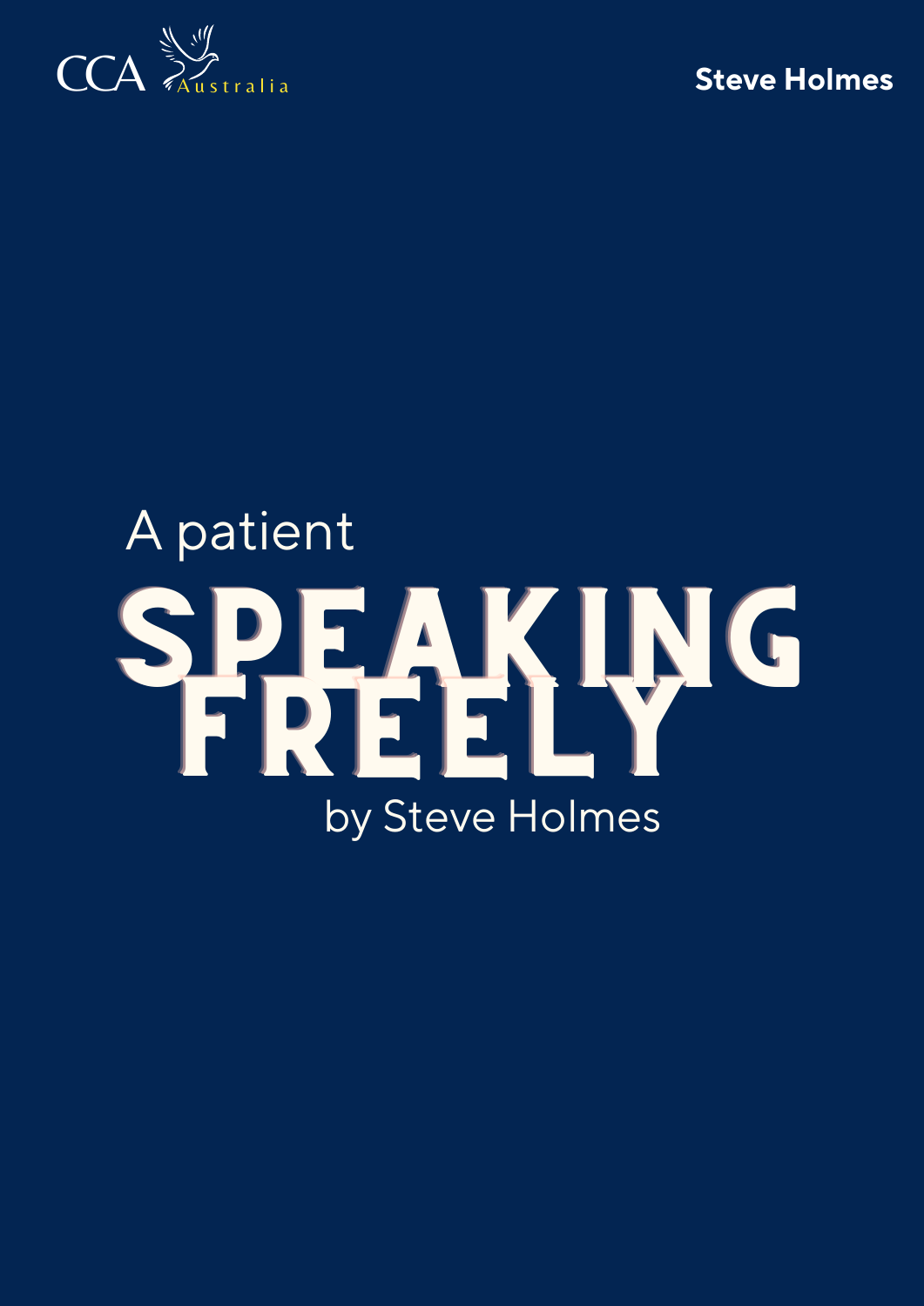CCA Australia

Steve Holmes

A patient

# SPEAKING FREELY

by Steve Holmes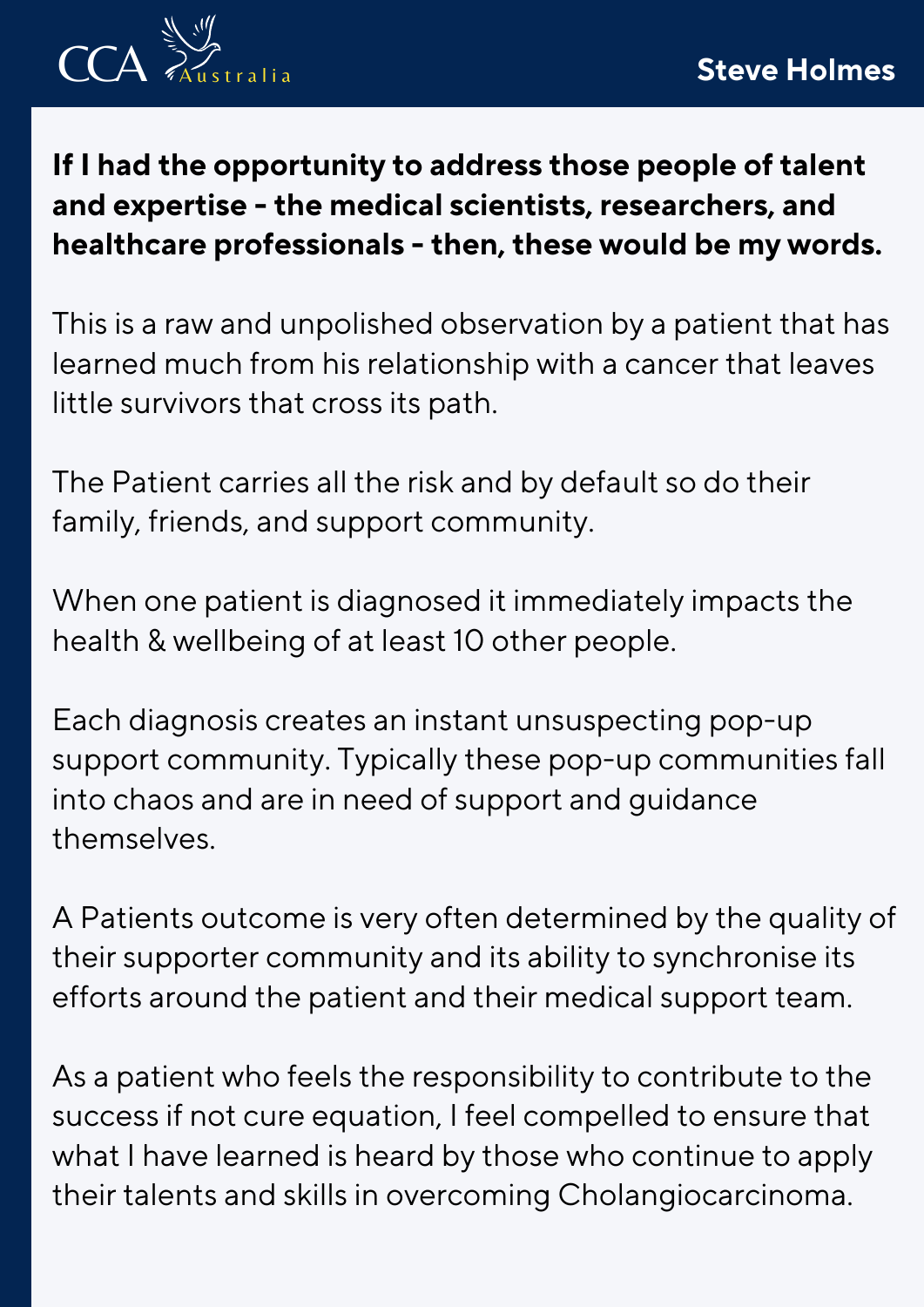**If I had the opportunity to address those people of talent and expertise - the medical scientists, researchers, and healthcare professionals - then, these would be my words.**

This is a raw and unpolished observation by a patient that has learned much from his relationship with a cancer that leaves little survivors that cross its path.

The Patient carries all the risk and by default so do their family, friends, and support community.

When one patient is diagnosed it immediately impacts the health & wellbeing of at least 10 other people.

Each diagnosis creates an instant unsuspecting pop-up support community. Typically these pop-up communities fall into chaos and are in need of support and guidance themselves.

A Patients outcome is very often determined by the quality of their supporter community and its ability to synchronise its efforts around the patient and their medical support team.

As a patient who feels the responsibility to contribute to the success if not cure equation, I feel compelled to ensure that what I have learned is heard by those who continue to apply their talents and skills in overcoming Cholangiocarcinoma.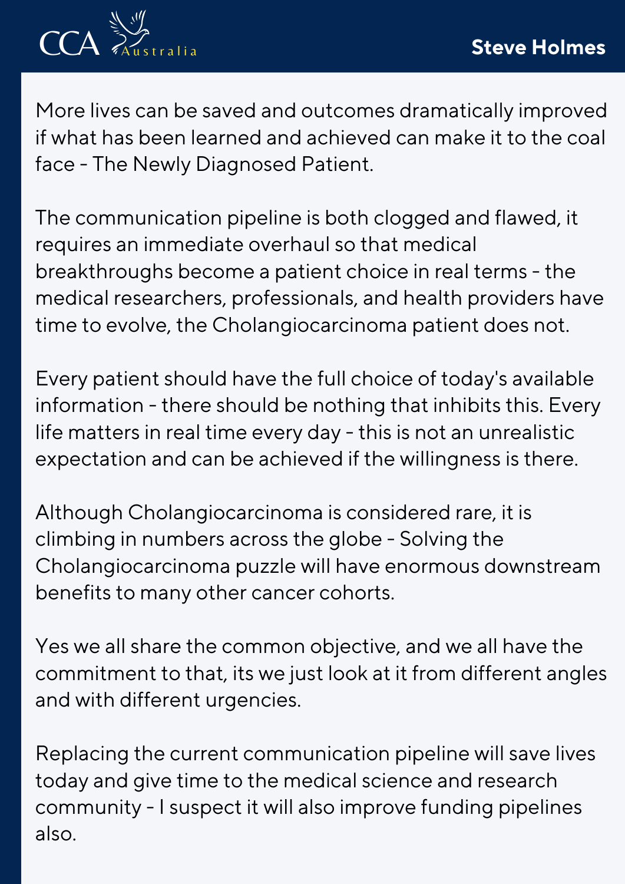More lives can be saved and outcomes dramatically improved if what has been learned and achieved can make it to the coal face - The Newly Diagnosed Patient.

The communication pipeline is both clogged and flawed, it requires an immediate overhaul so that medical breakthroughs become a patient choice in real terms - the medical researchers, professionals, and health providers have time to evolve, the Cholangiocarcinoma patient does not.

Every patient should have the full choice of today's available information - there should be nothing that inhibits this. Every life matters in real time every day - this is not an unrealistic expectation and can be achieved if the willingness is there.

Although Cholangiocarcinoma is considered rare, it is climbing in numbers across the globe - Solving the Cholangiocarcinoma puzzle will have enormous downstream benefits to many other cancer cohorts.

Yes we all share the common objective, and we all have the commitment to that, its we just look at it from different angles and with different urgencies.

Replacing the current communication pipeline will save lives today and give time to the medical science and research community - I suspect it will also improve funding pipelines also.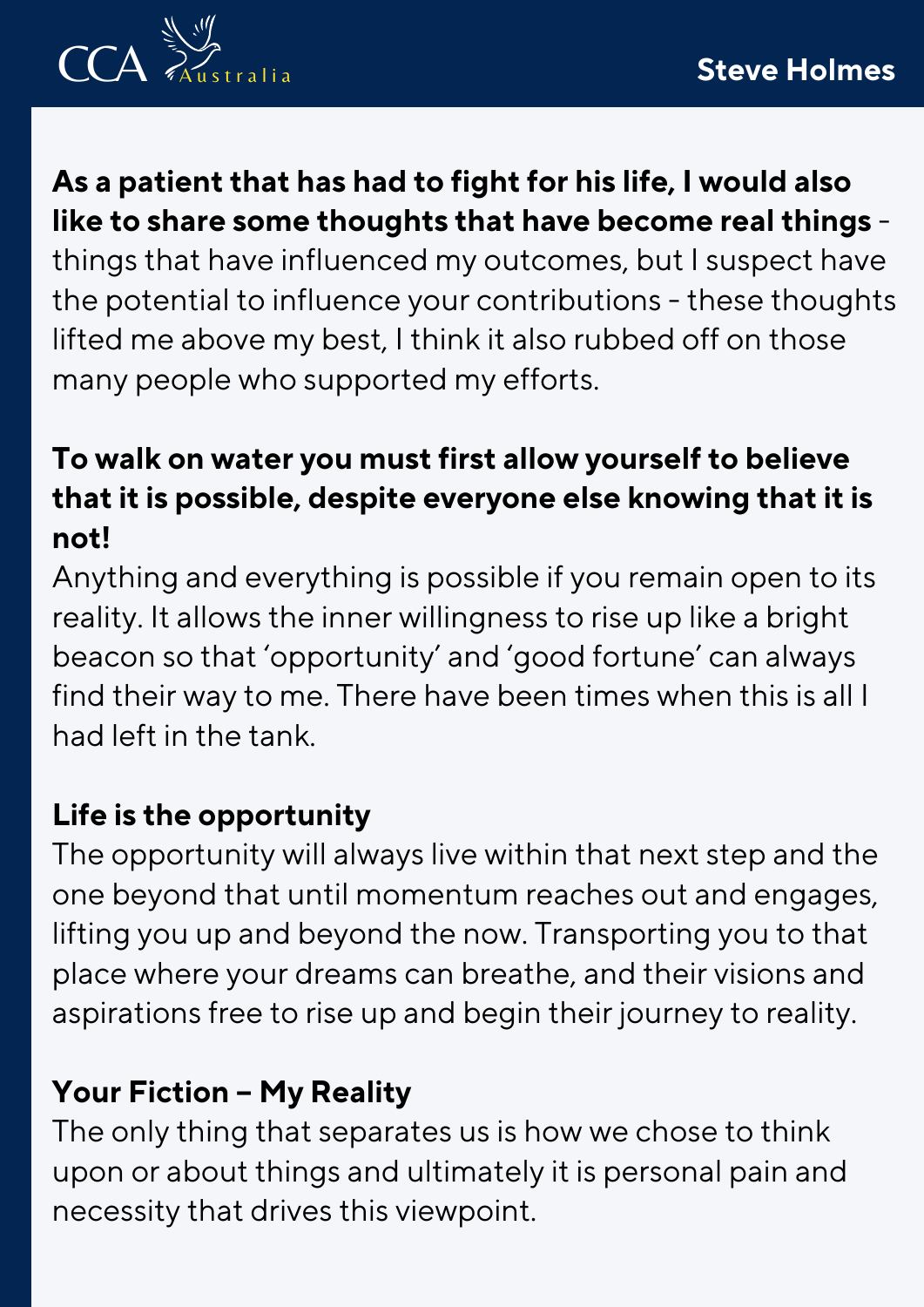**As a patient that has had to fight for his life, I would also like to share some thoughts that have become real things** - things that have influenced my outcomes, but I suspect have the potential to influence your contributions - these thoughts lifted me above my best, I think it also rubbed off on those many people who supported my efforts.

**To walk on water you must first allow yourself to believe that it is possible, despite everyone else knowing that it is not!**

Anything and everything is possible if you remain open to its reality. It allows the inner willingness to rise up like a bright beacon so that 'opportunity' and 'good fortune' can always find their way to me. There have been times when this is all I had left in the tank.

**Life is the opportunity**

The opportunity will always live within that next step and the one beyond that until momentum reaches out and engages, lifting you up and beyond the now. Transporting you to that place where your dreams can breathe, and their visions and aspirations free to rise up and begin their journey to reality.

**Your Fiction – My Reality**

The only thing that separates us is how we chose to think upon or about things and ultimately it is personal pain and necessity that drives this viewpoint.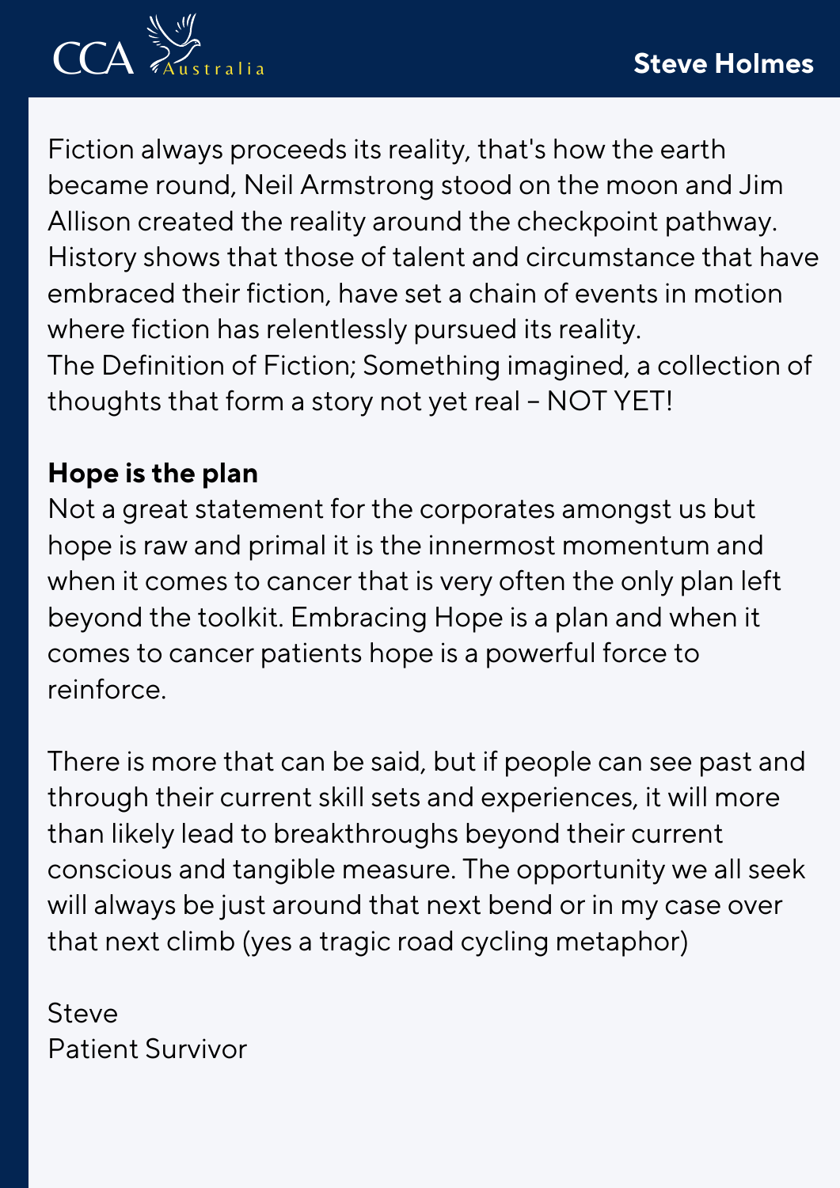Fiction always proceeds its reality, that's how the earth became round, Neil Armstrong stood on the moon and Jim Allison created the reality around the checkpoint pathway. History shows that those of talent and circumstance that have embraced their fiction, have set a chain of events in motion where fiction has relentlessly pursued its reality.
The Definition of Fiction; Something imagined, a collection of thoughts that form a story not yet real – NOT YET!

**Hope is the plan**
Not a great statement for the corporates amongst us but hope is raw and primal it is the innermost momentum and when it comes to cancer that is very often the only plan left beyond the toolkit. Embracing Hope is a plan and when it comes to cancer patients hope is a powerful force to reinforce.

There is more that can be said, but if people can see past and through their current skill sets and experiences, it will more than likely lead to breakthroughs beyond their current conscious and tangible measure. The opportunity we all seek will always be just around that next bend or in my case over that next climb (yes a tragic road cycling metaphor)

Steve
Patient Survivor